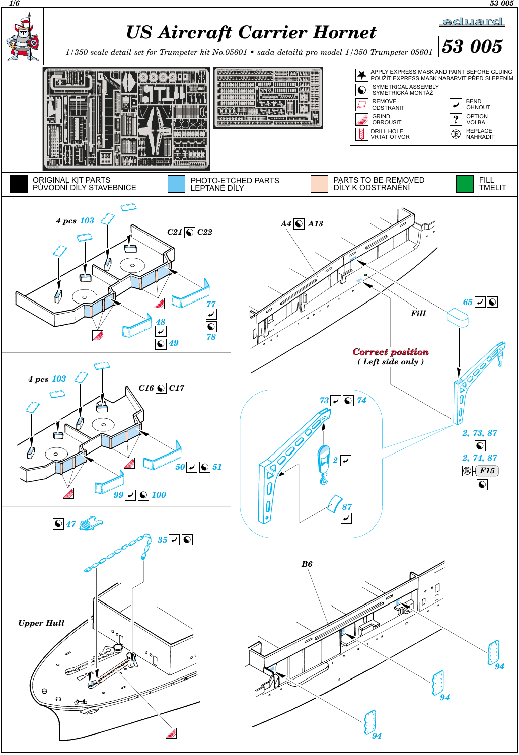# US Aircraft Carrier Hornet

1/350 scale detail set for Trumpeter kit No.05601 • sada detailů pro model 1/350 Trumpeter 05601

**53 005**

| Symbol | Meaning |
|---|---|
| ★ | APPLY EXPRESS MASK AND PAINT BEFORE GLUING / POUŽÍT EXPRESS MASK NABARVIT PŘED SLEPENÍM |
| ☯ | SYMETRICAL ASSEMBLY / SYMETRICKÁ MONTÁŽ |
| | REMOVE / ODSTRANIT |
| | BEND / OHNOUT |
| | GRIND / OBROUSIT |
| ? | OPTION / VOLBA |
| | DRILL HOLE / VRTAT OTVOR |
| ® | REPLACE / NAHRADIT |

- ORIGINAL KIT PARTS / PŮVODNÍ DÍLY STAVEBNICE
- PHOTO-ETCHED PARTS / LEPTANÉ DÍLY
- PARTS TO BE REMOVED / DÍLY K ODSTRANĚNÍ
- FILL / TMELIT

4 pcs 103

C21 ☯ C22

77, 78, 48, 49

4 pcs 103

C16 ☯ C17

50 ☯ 51, 99 ☯ 100

47, 35

Upper Hull

A4 ☯ A13

Fill

65

**Correct position**
*( Left side only )*

73 ☯ 74

2, 87

2, 73, 87

2, 74, 87

F15

B6

94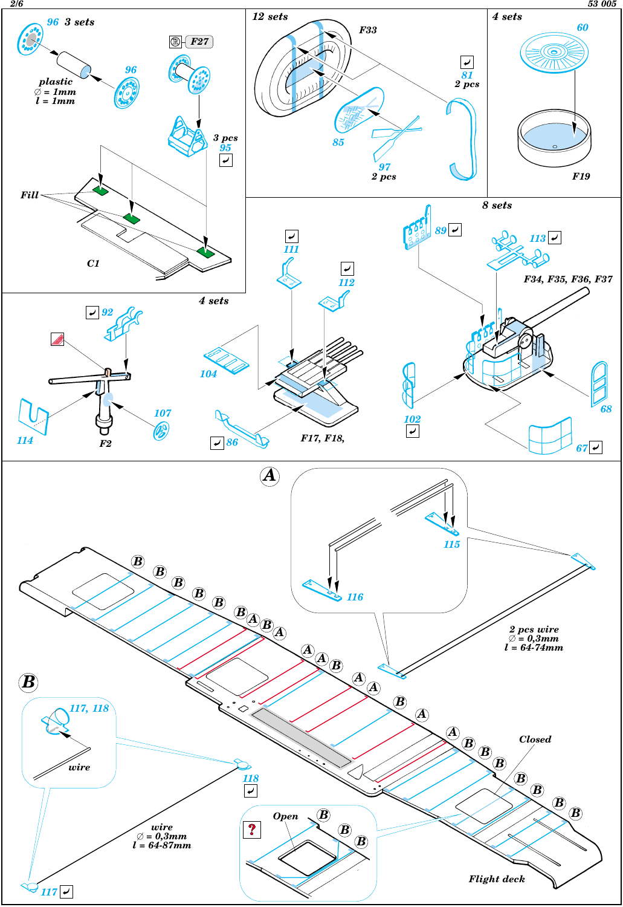96 3 sets

96

plastic
∅ = 1mm
l = 1mm

F27

3 pcs
95

Fill

C1

12 sets

F33

81
2 pcs

85

97
2 pcs

4 sets

60

F19

8 sets

89

113

F34, F35, F36, F37

111

112

4 sets

92

104

114

F2

107

86

F17, F18,

102

68

67

A

115

116

2 pcs wire
∅ = 0,3mm
l = 64-74mm

B

117, 118

wire

118

wire
∅ = 0,3mm
l = 64-87mm

117

Open

Closed

Flight deck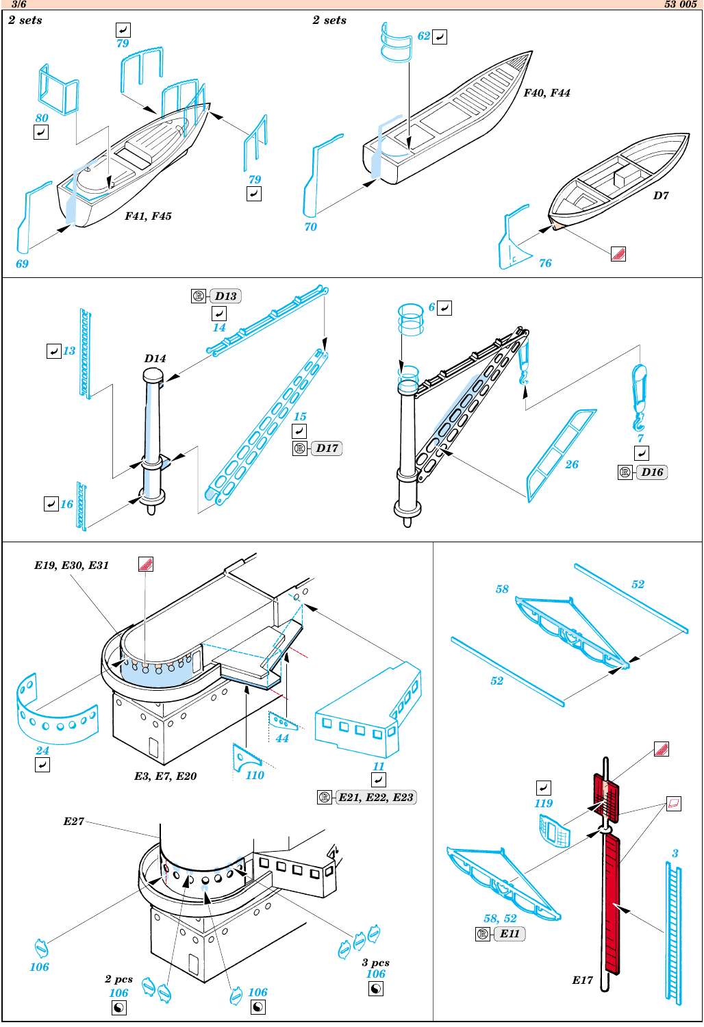2 sets

79

80

69

79

F41, F45

2 sets

62

F40, F44

70

D7

76

D13

14

13

D14

15

D17

16

6

7

D16

26

E19, E30, E31

24

E3, E7, E20

110

44

11

E21, E22, E23

E27

106

2 pcs

106

106

3 pcs

106

58

52

52

119

58, 52

E11

3

E17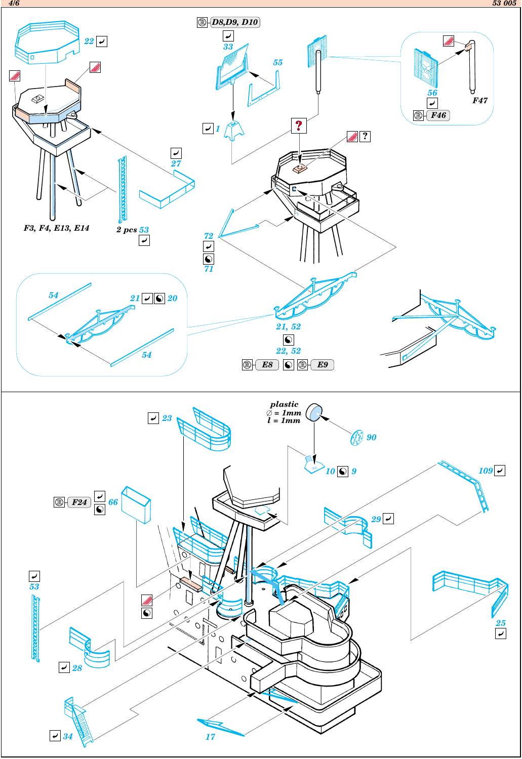D8, D9, D10

33

55

1

56

F47

F46

22

F3, F4, E13, E14

2 pcs 53

27

72

71

54

21 20

54

21, 52

22, 52

E8 E9

23

plastic
∅ = 1mm
l = 1mm

90

10 9

109

F24 66

29

53

25

28

34

17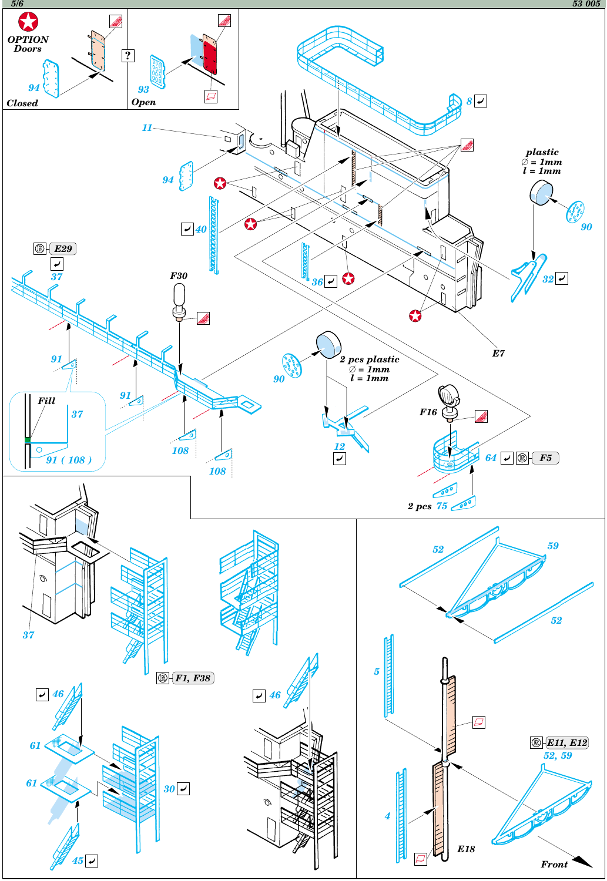**OPTION**
**Doors**

94

**Closed**

?

93

**Open**

8

11

94

40

plastic
∅ = 1mm
l = 1mm

90

32

E29

37

F30

36

E7

91

90

2 pcs plastic
∅ = 1mm
l = 1mm

Fill

37

91

91 ( 108 )

108

108

12

F16

64

F5

2 pcs 75

52

59

52

37

F1, F38

5

46

46

61

61

30

E11, E12

52, 59

4

45

E18

Front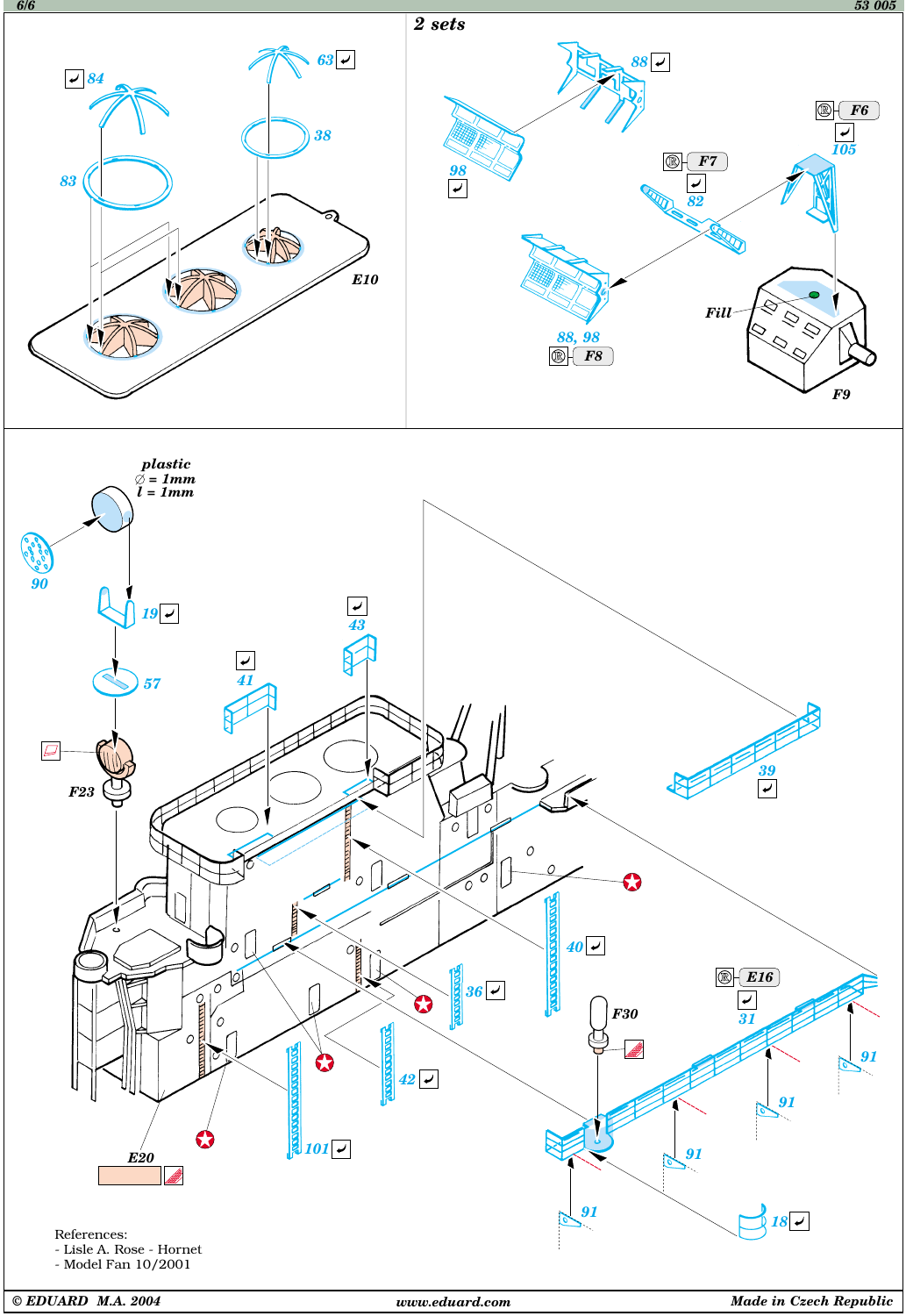2 sets

84
63
83
38
E10

88
98
F6
105
F7
82
Fill
88, 98
F8
F9

plastic
∅ = 1mm
l = 1mm

90
19
57
F23
43
41
39
40
36
E16
31
F30
91
42
101
E20
18

References:
- Lisle A. Rose - Hornet
- Model Fan 10/2001

© EDUARD M.A. 2004 www.eduard.com Made in Czech Republic